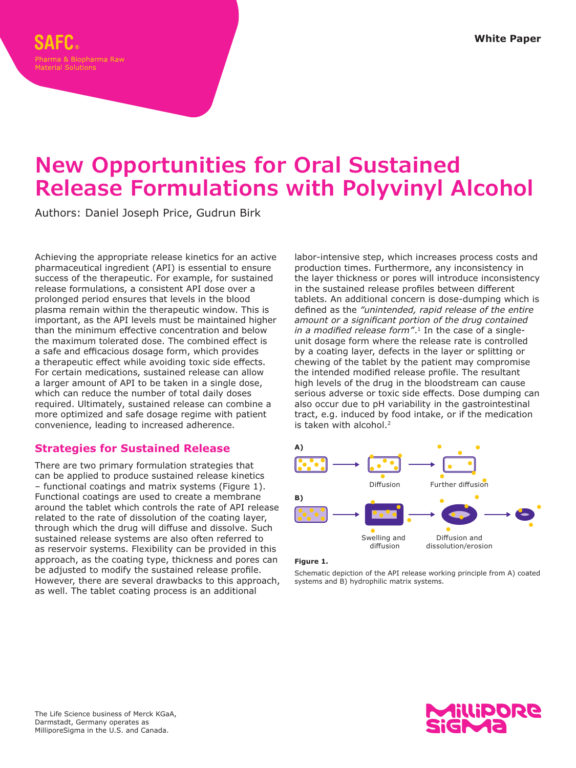White Paper

# New Opportunities for Oral Sustained Release Formulations with Polyvinyl Alcohol

Authors: Daniel Joseph Price, Gudrun Birk

Achieving the appropriate release kinetics for an active pharmaceutical ingredient (API) is essential to ensure success of the therapeutic. For example, for sustained release formulations, a consistent API dose over a prolonged period ensures that levels in the blood plasma remain within the therapeutic window. This is important, as the API levels must be maintained higher than the minimum effective concentration and below the maximum tolerated dose. The combined effect is a safe and efficacious dosage form, which provides a therapeutic effect while avoiding toxic side effects. For certain medications, sustained release can allow a larger amount of API to be taken in a single dose, which can reduce the number of total daily doses required. Ultimately, sustained release can combine a more optimized and safe dosage regime with patient convenience, leading to increased adherence.

## Strategies for Sustained Release

There are two primary formulation strategies that can be applied to produce sustained release kinetics – functional coatings and matrix systems (Figure 1). Functional coatings are used to create a membrane around the tablet which controls the rate of API release related to the rate of dissolution of the coating layer, through which the drug will diffuse and dissolve. Such sustained release systems are also often referred to as reservoir systems. Flexibility can be provided in this approach, as the coating type, thickness and pores can be adjusted to modify the sustained release profile. However, there are several drawbacks to this approach, as well. The tablet coating process is an additional labor-intensive step, which increases process costs and production times. Furthermore, any inconsistency in the layer thickness or pores will introduce inconsistency in the sustained release profiles between different tablets. An additional concern is dose-dumping which is defined as the *"unintended, rapid release of the entire amount or a significant portion of the drug contained in a modified release form"*.[1] In the case of a single-unit dosage form where the release rate is controlled by a coating layer, defects in the layer or splitting or chewing of the tablet by the patient may compromise the intended modified release profile. The resultant high levels of the drug in the bloodstream can cause serious adverse or toxic side effects. Dose dumping can also occur due to pH variability in the gastrointestinal tract, e.g. induced by food intake, or if the medication is taken with alcohol.[2]

A) Diffusion → Further diffusion

B) Swelling and diffusion → Diffusion and dissolution/erosion

**Figure 1.**

Schematic depiction of the API release working principle from A) coated systems and B) hydrophilic matrix systems.

The Life Science business of Merck KGaA, Darmstadt, Germany operates as MilliporeSigma in the U.S. and Canada.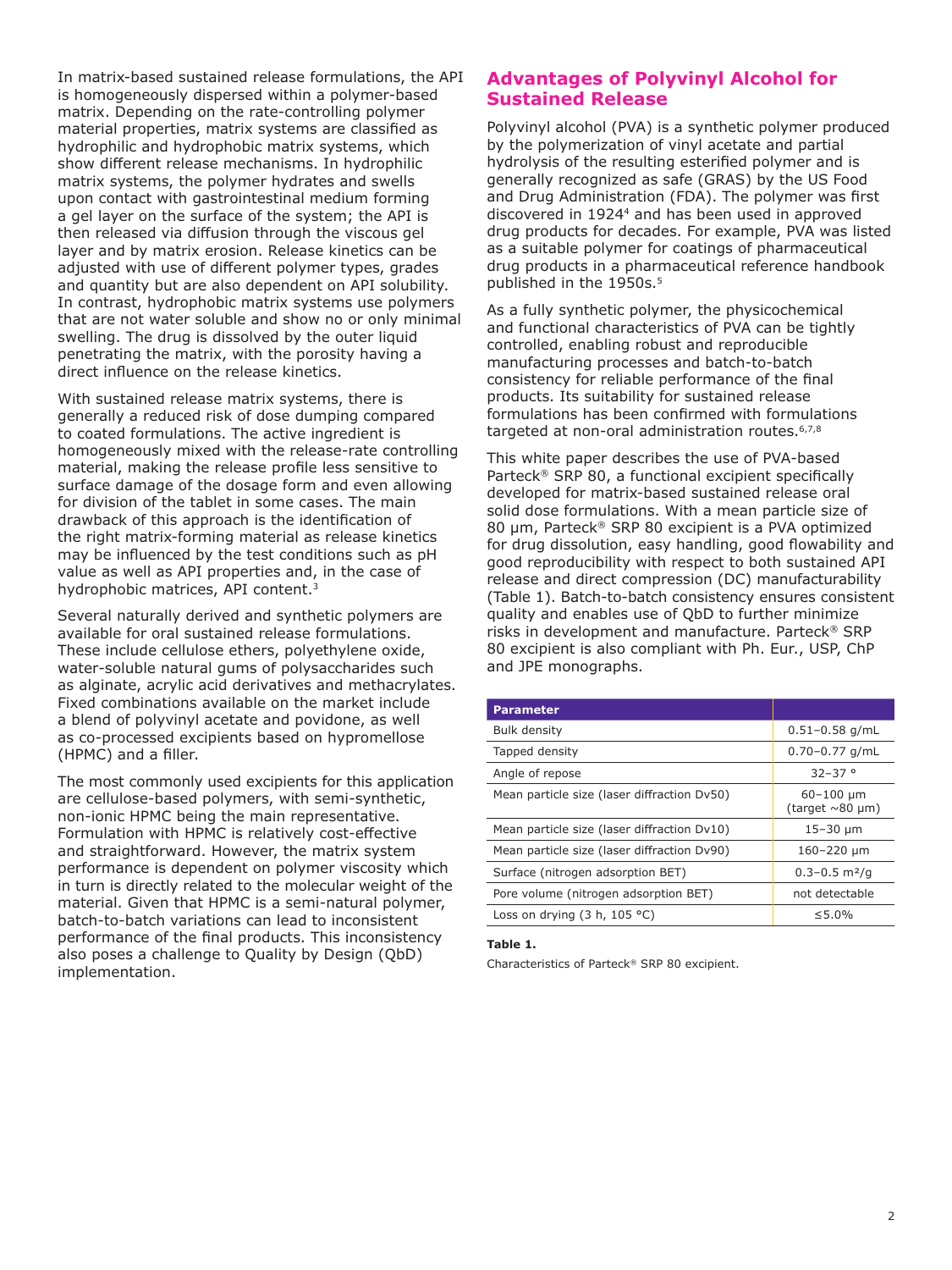In matrix-based sustained release formulations, the API is homogeneously dispersed within a polymer-based matrix. Depending on the rate-controlling polymer material properties, matrix systems are classified as hydrophilic and hydrophobic matrix systems, which show different release mechanisms. In hydrophilic matrix systems, the polymer hydrates and swells upon contact with gastrointestinal medium forming a gel layer on the surface of the system; the API is then released via diffusion through the viscous gel layer and by matrix erosion. Release kinetics can be adjusted with use of different polymer types, grades and quantity but are also dependent on API solubility. In contrast, hydrophobic matrix systems use polymers that are not water soluble and show no or only minimal swelling. The drug is dissolved by the outer liquid penetrating the matrix, with the porosity having a direct influence on the release kinetics.

With sustained release matrix systems, there is generally a reduced risk of dose dumping compared to coated formulations. The active ingredient is homogeneously mixed with the release-rate controlling material, making the release profile less sensitive to surface damage of the dosage form and even allowing for division of the tablet in some cases. The main drawback of this approach is the identification of the right matrix-forming material as release kinetics may be influenced by the test conditions such as pH value as well as API properties and, in the case of hydrophobic matrices, API content.[3]

Several naturally derived and synthetic polymers are available for oral sustained release formulations. These include cellulose ethers, polyethylene oxide, water-soluble natural gums of polysaccharides such as alginate, acrylic acid derivatives and methacrylates. Fixed combinations available on the market include a blend of polyvinyl acetate and povidone, as well as co-processed excipients based on hypromellose (HPMC) and a filler.

The most commonly used excipients for this application are cellulose-based polymers, with semi-synthetic, non-ionic HPMC being the main representative. Formulation with HPMC is relatively cost-effective and straightforward. However, the matrix system performance is dependent on polymer viscosity which in turn is directly related to the molecular weight of the material. Given that HPMC is a semi-natural polymer, batch-to-batch variations can lead to inconsistent performance of the final products. This inconsistency also poses a challenge to Quality by Design (QbD) implementation.

## Advantages of Polyvinyl Alcohol for Sustained Release

Polyvinyl alcohol (PVA) is a synthetic polymer produced by the polymerization of vinyl acetate and partial hydrolysis of the resulting esterified polymer and is generally recognized as safe (GRAS) by the US Food and Drug Administration (FDA). The polymer was first discovered in 1924[4] and has been used in approved drug products for decades. For example, PVA was listed as a suitable polymer for coatings of pharmaceutical drug products in a pharmaceutical reference handbook published in the 1950s.[5]

As a fully synthetic polymer, the physicochemical and functional characteristics of PVA can be tightly controlled, enabling robust and reproducible manufacturing processes and batch-to-batch consistency for reliable performance of the final products. Its suitability for sustained release formulations has been confirmed with formulations targeted at non-oral administration routes.[6,7,8]

This white paper describes the use of PVA-based Parteck® SRP 80, a functional excipient specifically developed for matrix-based sustained release oral solid dose formulations. With a mean particle size of 80 µm, Parteck® SRP 80 excipient is a PVA optimized for drug dissolution, easy handling, good flowability and good reproducibility with respect to both sustained API release and direct compression (DC) manufacturability (Table 1). Batch-to-batch consistency ensures consistent quality and enables use of QbD to further minimize risks in development and manufacture. Parteck® SRP 80 excipient is also compliant with Ph. Eur., USP, ChP and JPE monographs.

| Parameter | |
|---|---|
| Bulk density | 0.51–0.58 g/mL |
| Tapped density | 0.70–0.77 g/mL |
| Angle of repose | 32–37 ° |
| Mean particle size (laser diffraction Dv50) | 60–100 µm (target ~80 µm) |
| Mean particle size (laser diffraction Dv10) | 15–30 µm |
| Mean particle size (laser diffraction Dv90) | 160–220 µm |
| Surface (nitrogen adsorption BET) | 0.3–0.5 $m^2/g$ |
| Pore volume (nitrogen adsorption BET) | not detectable |
| Loss on drying (3 h, 105 °C) | ≤5.0% |

**Table 1.**

Characteristics of Parteck® SRP 80 excipient.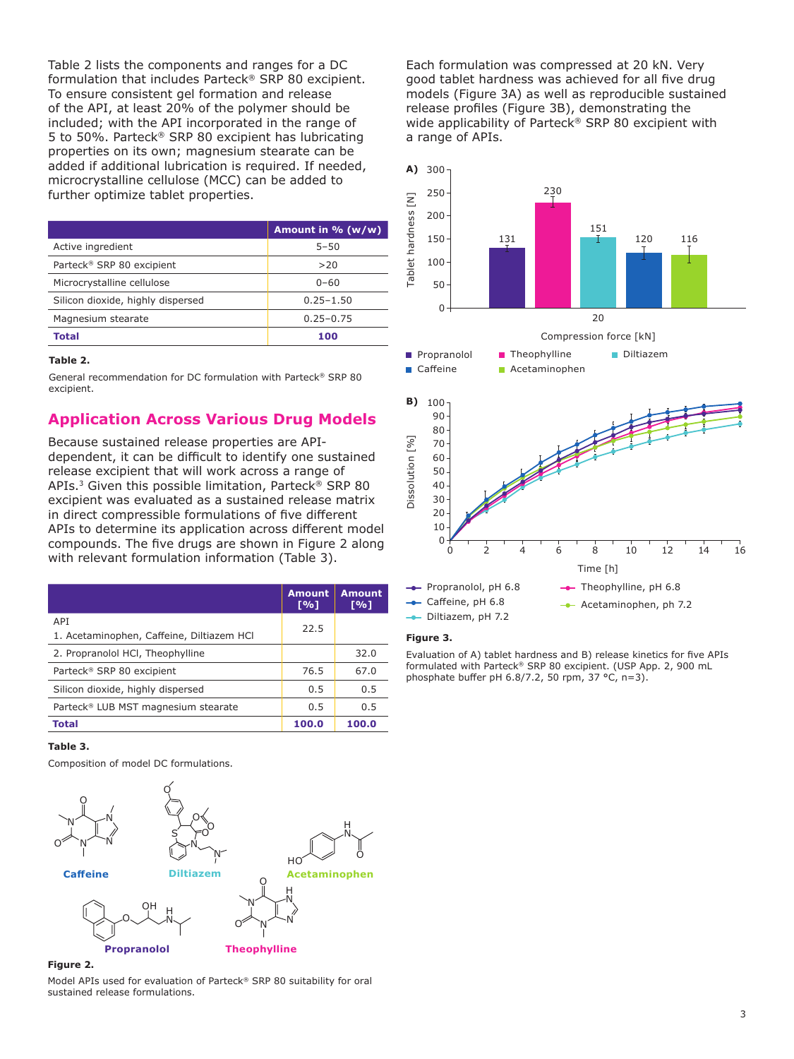Table 2 lists the components and ranges for a DC formulation that includes Parteck® SRP 80 excipient. To ensure consistent gel formation and release of the API, at least 20% of the polymer should be included; with the API incorporated in the range of 5 to 50%. Parteck® SRP 80 excipient has lubricating properties on its own; magnesium stearate can be added if additional lubrication is required. If needed, microcrystalline cellulose (MCC) can be added to further optimize tablet properties.

| | Amount in % (w/w) |
|---|---|
| Active ingredient | 5–50 |
| Parteck® SRP 80 excipient | >20 |
| Microcrystalline cellulose | 0–60 |
| Silicon dioxide, highly dispersed | 0.25–1.50 |
| Magnesium stearate | 0.25–0.75 |
| **Total** | **100** |

**Table 2.**

General recommendation for DC formulation with Parteck® SRP 80 excipient.

## Application Across Various Drug Models

Because sustained release properties are API-dependent, it can be difficult to identify one sustained release excipient that will work across a range of APIs.[3] Given this possible limitation, Parteck® SRP 80 excipient was evaluated as a sustained release matrix in direct compressible formulations of five different APIs to determine its application across different model compounds. The five drugs are shown in Figure 2 along with relevant formulation information (Table 3).

| | Amount [%] | Amount [%] |
|---|---|---|
| API<br>1. Acetaminophen, Caffeine, Diltiazem HCl | 22.5 | |
| 2. Propranolol HCl, Theophylline | | 32.0 |
| Parteck® SRP 80 excipient | 76.5 | 67.0 |
| Silicon dioxide, highly dispersed | 0.5 | 0.5 |
| Parteck® LUB MST magnesium stearate | 0.5 | 0.5 |
| **Total** | **100.0** | **100.0** |

**Table 3.**

Composition of model DC formulations.

Caffeine, Diltiazem, Acetaminophen, Propranolol, Theophylline

**Figure 2.**

Model APIs used for evaluation of Parteck® SRP 80 suitability for oral sustained release formulations.

Each formulation was compressed at 20 kN. Very good tablet hardness was achieved for all five drug models (Figure 3A) as well as reproducible sustained release profiles (Figure 3B), demonstrating the wide applicability of Parteck® SRP 80 excipient with a range of APIs.

**Figure 3.**

Evaluation of A) tablet hardness and B) release kinetics for five APIs formulated with Parteck® SRP 80 excipient. (USP App. 2, 900 mL phosphate buffer pH 6.8/7.2, 50 rpm, 37 °C, n=3).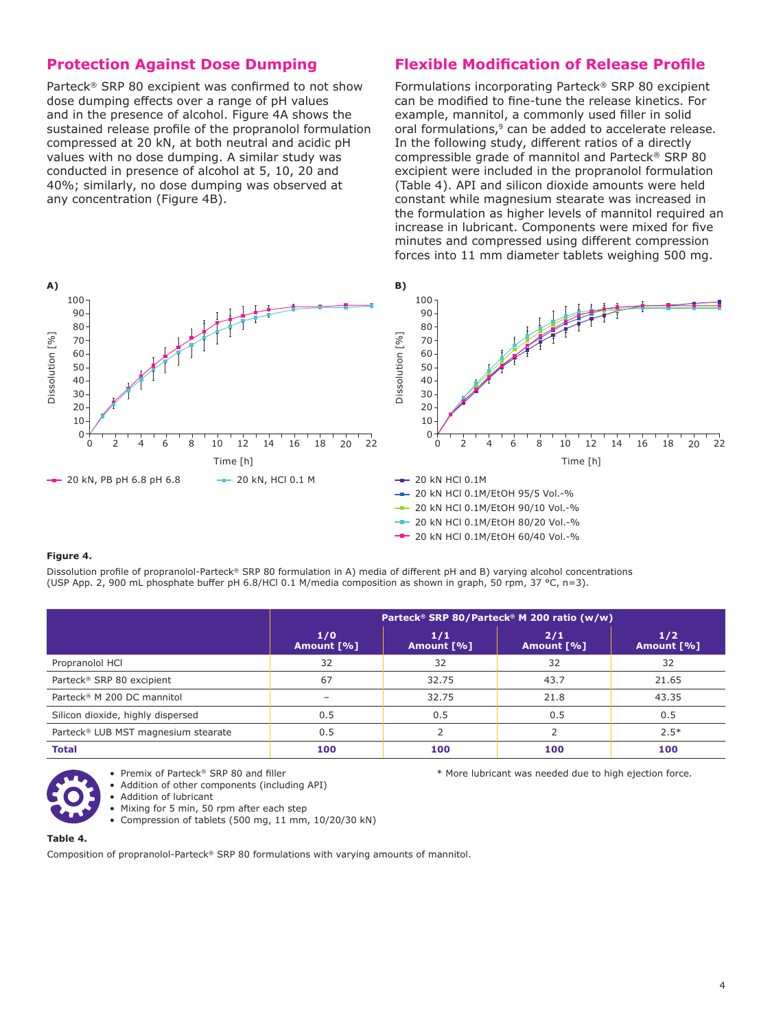## Protection Against Dose Dumping

Parteck® SRP 80 excipient was confirmed to not show dose dumping effects over a range of pH values and in the presence of alcohol. Figure 4A shows the sustained release profile of the propranolol formulation compressed at 20 kN, at both neutral and acidic pH values with no dose dumping. A similar study was conducted in presence of alcohol at 5, 10, 20 and 40%; similarly, no dose dumping was observed at any concentration (Figure 4B).

## Flexible Modification of Release Profile

Formulations incorporating Parteck® SRP 80 excipient can be modified to fine-tune the release kinetics. For example, mannitol, a commonly used filler in solid oral formulations,[9] can be added to accelerate release. In the following study, different ratios of a directly compressible grade of mannitol and Parteck® SRP 80 excipient were included in the propranolol formulation (Table 4). API and silicon dioxide amounts were held constant while magnesium stearate was increased in the formulation as higher levels of mannitol required an increase in lubricant. Components were mixed for five minutes and compressed using different compression forces into 11 mm diameter tablets weighing 500 mg.

**Figure 4.**

Dissolution profile of propranolol-Parteck® SRP 80 formulation in A) media of different pH and B) varying alcohol concentrations (USP App. 2, 900 mL phosphate buffer pH 6.8/HCl 0.1 M/media composition as shown in graph, 50 rpm, 37 °C, n=3).

| | Parteck® SRP 80/Parteck® M 200 ratio (w/w) | | | |
|---|---|---|---|---|
| | 1/0 Amount [%] | 1/1 Amount [%] | 2/1 Amount [%] | 1/2 Amount [%] |
| Propranolol HCl | 32 | 32 | 32 | 32 |
| Parteck® SRP 80 excipient | 67 | 32.75 | 43.7 | 21.65 |
| Parteck® M 200 DC mannitol | – | 32.75 | 21.8 | 43.35 |
| Silicon dioxide, highly dispersed | 0.5 | 0.5 | 0.5 | 0.5 |
| Parteck® LUB MST magnesium stearate | 0.5 | 2 | 2 | 2.5* |
| **Total** | **100** | **100** | **100** | **100** |

- Premix of Parteck® SRP 80 and filler
- Addition of other components (including API)
- Addition of lubricant
- Mixing for 5 min, 50 rpm after each step
- Compression of tablets (500 mg, 11 mm, 10/20/30 kN)

* More lubricant was needed due to high ejection force.

**Table 4.**

Composition of propranolol-Parteck® SRP 80 formulations with varying amounts of mannitol.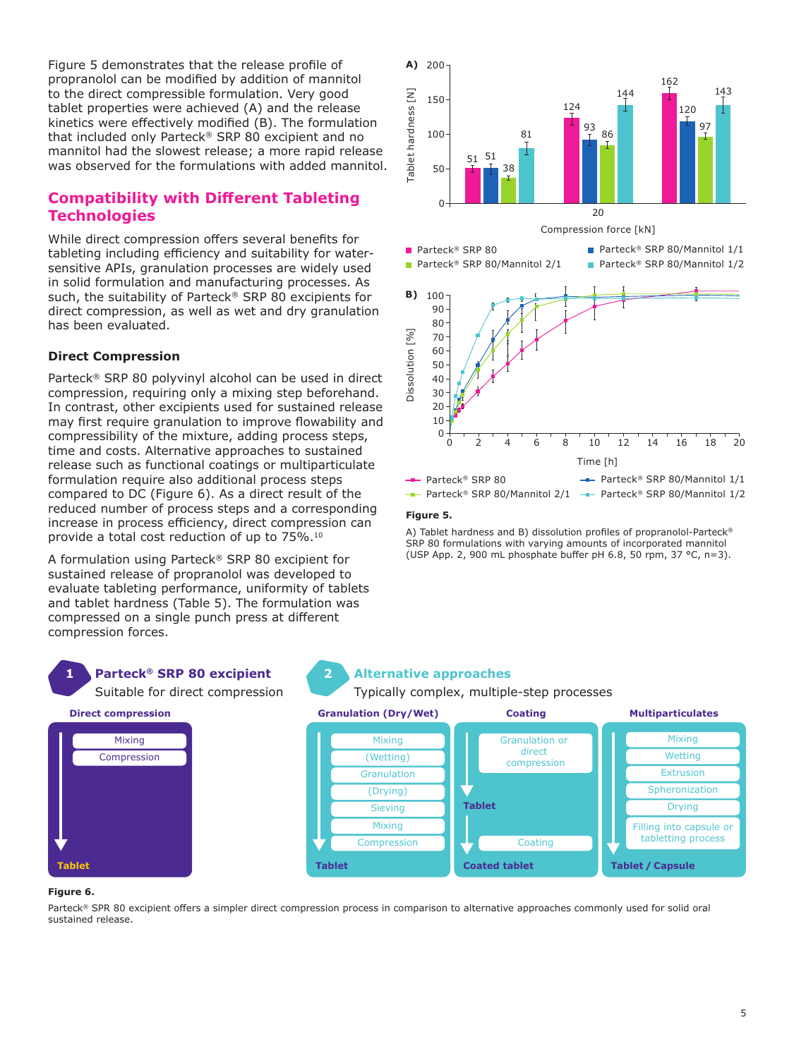Figure 5 demonstrates that the release profile of propranolol can be modified by addition of mannitol to the direct compressible formulation. Very good tablet properties were achieved (A) and the release kinetics were effectively modified (B). The formulation that included only Parteck® SRP 80 excipient and no mannitol had the slowest release; a more rapid release was observed for the formulations with added mannitol.

## Compatibility with Different Tableting Technologies

While direct compression offers several benefits for tableting including efficiency and suitability for water-sensitive APIs, granulation processes are widely used in solid formulation and manufacturing processes. As such, the suitability of Parteck® SRP 80 excipients for direct compression, as well as wet and dry granulation has been evaluated.

### Direct Compression

Parteck® SRP 80 polyvinyl alcohol can be used in direct compression, requiring only a mixing step beforehand. In contrast, other excipients used for sustained release may first require granulation to improve flowability and compressibility of the mixture, adding process steps, time and costs. Alternative approaches to sustained release such as functional coatings or multiparticulate formulation require also additional process steps compared to DC (Figure 6). As a direct result of the reduced number of process steps and a corresponding increase in process efficiency, direct compression can provide a total cost reduction of up to 75%.[10]

A formulation using Parteck® SRP 80 excipient for sustained release of propranolol was developed to evaluate tableting performance, uniformity of tablets and tablet hardness (Table 5). The formulation was compressed on a single punch press at different compression forces.

**Figure 5.**

A) Tablet hardness and B) dissolution profiles of propranolol-Parteck® SRP 80 formulations with varying amounts of incorporated mannitol (USP App. 2, 900 mL phosphate buffer pH 6.8, 50 rpm, 37 °C, n=3).

**Figure 6.**

Parteck® SPR 80 excipient offers a simpler direct compression process in comparison to alternative approaches commonly used for solid oral sustained release.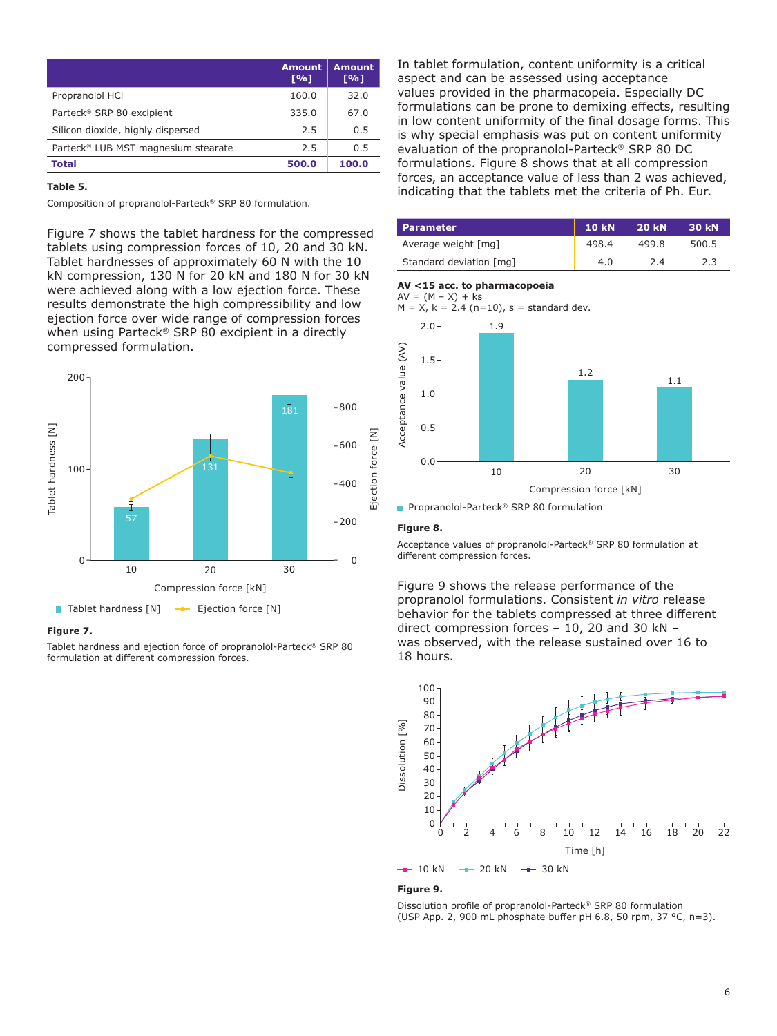| | Amount [%] | Amount [%] |
|---|---|---|
| Propranolol HCl | 160.0 | 32.0 |
| Parteck® SRP 80 excipient | 335.0 | 67.0 |
| Silicon dioxide, highly dispersed | 2.5 | 0.5 |
| Parteck® LUB MST magnesium stearate | 2.5 | 0.5 |
| **Total** | **500.0** | **100.0** |

**Table 5.**

Composition of propranolol-Parteck® SRP 80 formulation.

Figure 7 shows the tablet hardness for the compressed tablets using compression forces of 10, 20 and 30 kN. Tablet hardnesses of approximately 60 N with the 10 kN compression, 130 N for 20 kN and 180 N for 30 kN were achieved along with a low ejection force. These results demonstrate the high compressibility and low ejection force over wide range of compression forces when using Parteck® SRP 80 excipient in a directly compressed formulation.

**Figure 7.**

Tablet hardness and ejection force of propranolol-Parteck® SRP 80 formulation at different compression forces.

In tablet formulation, content uniformity is a critical aspect and can be assessed using acceptance values provided in the pharmacopeia. Especially DC formulations can be prone to demixing effects, resulting in low content uniformity of the final dosage forms. This is why special emphasis was put on content uniformity evaluation of the propranolol-Parteck® SRP 80 DC formulations. Figure 8 shows that at all compression forces, an acceptance value of less than 2 was achieved, indicating that the tablets met the criteria of Ph. Eur.

| Parameter | 10 kN | 20 kN | 30 kN |
|---|---|---|---|
| Average weight [mg] | 498.4 | 499.8 | 500.5 |
| Standard deviation [mg] | 4.0 | 2.4 | 2.3 |

**AV <15 acc. to pharmacopoeia**

AV = (M − X) + ks

M = X, k = 2.4 (n=10), s = standard dev.

**Figure 8.**

Acceptance values of propranolol-Parteck® SRP 80 formulation at different compression forces.

Figure 9 shows the release performance of the propranolol formulations. Consistent *in vitro* release behavior for the tablets compressed at three different direct compression forces – 10, 20 and 30 kN – was observed, with the release sustained over 16 to 18 hours.

**Figure 9.**

Dissolution profile of propranolol-Parteck® SRP 80 formulation (USP App. 2, 900 mL phosphate buffer pH 6.8, 50 rpm, 37 °C, n=3).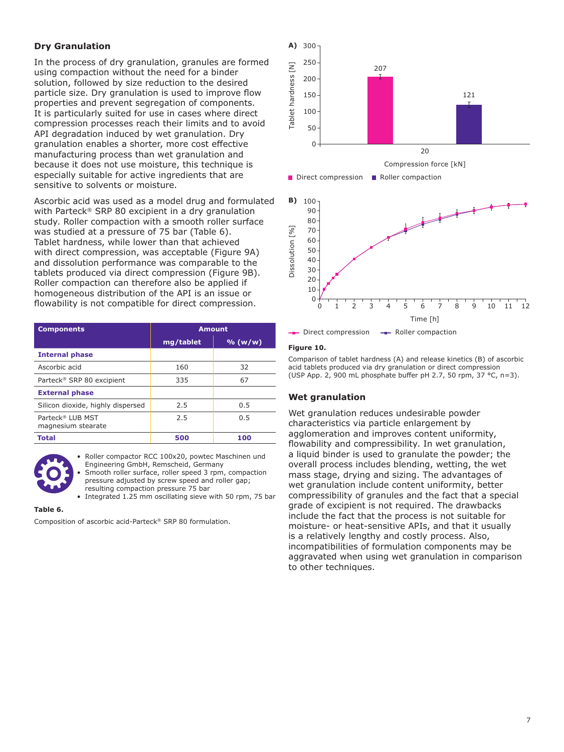## Dry Granulation

In the process of dry granulation, granules are formed using compaction without the need for a binder solution, followed by size reduction to the desired particle size. Dry granulation is used to improve flow properties and prevent segregation of components. It is particularly suited for use in cases where direct compression processes reach their limits and to avoid API degradation induced by wet granulation. Dry granulation enables a shorter, more cost effective manufacturing process than wet granulation and because it does not use moisture, this technique is especially suitable for active ingredients that are sensitive to solvents or moisture.

Ascorbic acid was used as a model drug and formulated with Parteck® SRP 80 excipient in a dry granulation study. Roller compaction with a smooth roller surface was studied at a pressure of 75 bar (Table 6). Tablet hardness, while lower than that achieved with direct compression, was acceptable (Figure 9A) and dissolution performance was comparable to the tablets produced via direct compression (Figure 9B). Roller compaction can therefore also be applied if homogeneous distribution of the API is an issue or flowability is not compatible for direct compression.

| Components | Amount | |
|---|---|---|
| | mg/tablet | % (w/w) |
| **Internal phase** | | |
| Ascorbic acid | 160 | 32 |
| Parteck® SRP 80 excipient | 335 | 67 |
| **External phase** | | |
| Silicon dioxide, highly dispersed | 2.5 | 0.5 |
| Parteck® LUB MST magnesium stearate | 2.5 | 0.5 |
| **Total** | **500** | **100** |

- Roller compactor RCC 100x20, powtec Maschinen und Engineering GmbH, Remscheid, Germany
- Smooth roller surface, roller speed 3 rpm, compaction pressure adjusted by screw speed and roller gap; resulting compaction pressure 75 bar
- Integrated 1.25 mm oscillating sieve with 50 rpm, 75 bar

**Table 6.**

Composition of ascorbic acid-Parteck® SRP 80 formulation.

**Figure 10.**

Comparison of tablet hardness (A) and release kinetics (B) of ascorbic acid tablets produced via dry granulation or direct compression (USP App. 2, 900 mL phosphate buffer pH 2.7, 50 rpm, 37 °C, n=3).

## Wet granulation

Wet granulation reduces undesirable powder characteristics via particle enlargement by agglomeration and improves content uniformity, flowability and compressibility. In wet granulation, a liquid binder is used to granulate the powder; the overall process includes blending, wetting, the wet mass stage, drying and sizing. The advantages of wet granulation include content uniformity, better compressibility of granules and the fact that a special grade of excipient is not required. The drawbacks include the fact that the process is not suitable for moisture- or heat-sensitive APIs, and that it usually is a relatively lengthy and costly process. Also, incompatibilities of formulation components may be aggravated when using wet granulation in comparison to other techniques.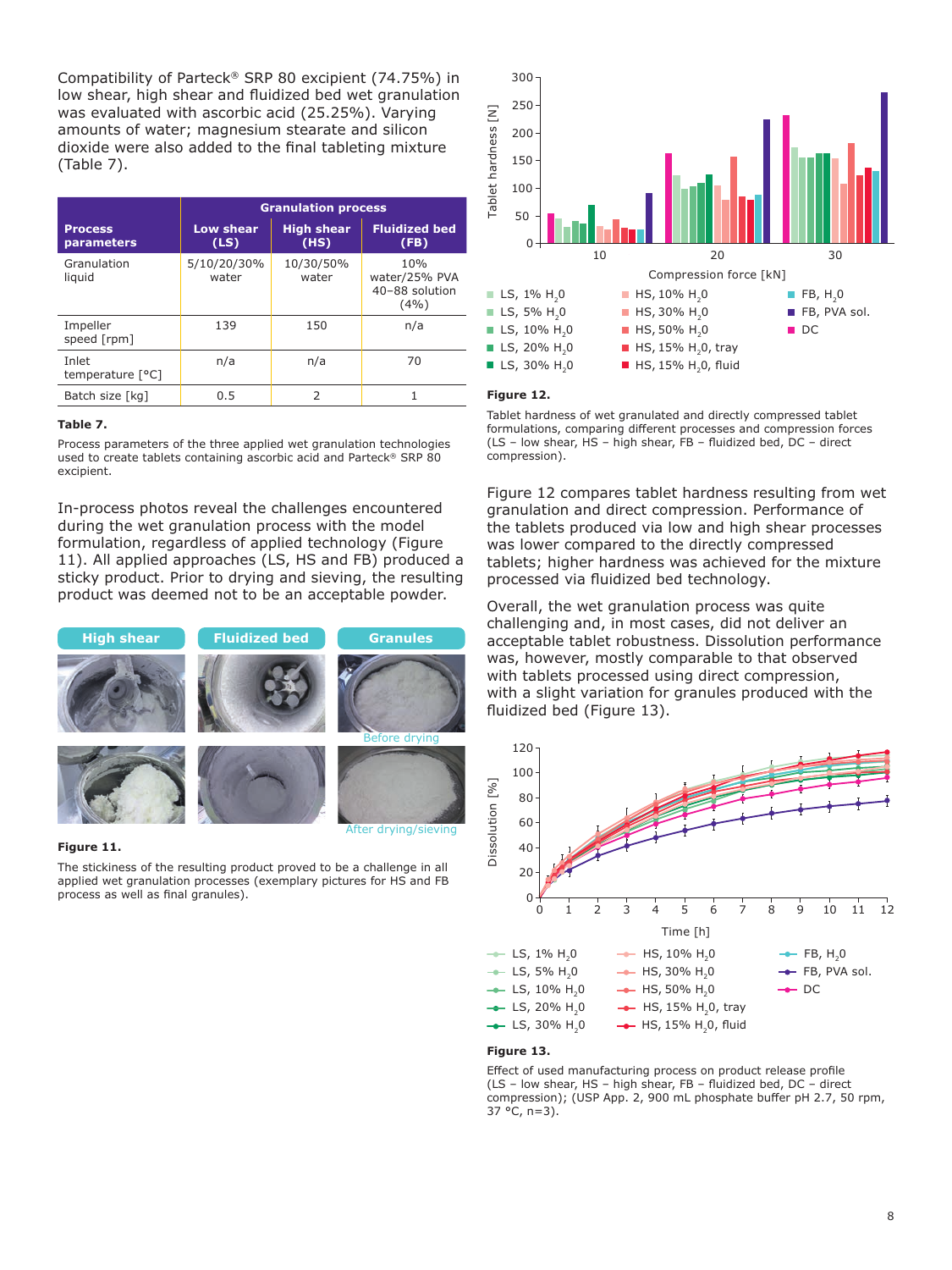Compatibility of Parteck® SRP 80 excipient (74.75%) in low shear, high shear and fluidized bed wet granulation was evaluated with ascorbic acid (25.25%). Varying amounts of water; magnesium stearate and silicon dioxide were also added to the final tableting mixture (Table 7).

| Process parameters | Granulation process | | |
|---|---|---|---|
| | Low shear (LS) | High shear (HS) | Fluidized bed (FB) |
| Granulation liquid | 5/10/20/30% water | 10/30/50% water | 10% water/25% PVA 40–88 solution (4%) |
| Impeller speed [rpm] | 139 | 150 | n/a |
| Inlet temperature [°C] | n/a | n/a | 70 |
| Batch size [kg] | 0.5 | 2 | 1 |

**Table 7.**

Process parameters of the three applied wet granulation technologies used to create tablets containing ascorbic acid and Parteck® SRP 80 excipient.

In-process photos reveal the challenges encountered during the wet granulation process with the model formulation, regardless of applied technology (Figure 11). All applied approaches (LS, HS and FB) produced a sticky product. Prior to drying and sieving, the resulting product was deemed not to be an acceptable powder.

High shear | Fluidized bed | Granules

Before drying

After drying/sieving

**Figure 11.**

The stickiness of the resulting product proved to be a challenge in all applied wet granulation processes (exemplary pictures for HS and FB process as well as final granules).

**Figure 12.**

Tablet hardness of wet granulated and directly compressed tablet formulations, comparing different processes and compression forces (LS – low shear, HS – high shear, FB – fluidized bed, DC – direct compression).

Figure 12 compares tablet hardness resulting from wet granulation and direct compression. Performance of the tablets produced via low and high shear processes was lower compared to the directly compressed tablets; higher hardness was achieved for the mixture processed via fluidized bed technology.

Overall, the wet granulation process was quite challenging and, in most cases, did not deliver an acceptable tablet robustness. Dissolution performance was, however, mostly comparable to that observed with tablets processed using direct compression, with a slight variation for granules produced with the fluidized bed (Figure 13).

**Figure 13.**

Effect of used manufacturing process on product release profile (LS – low shear, HS – high shear, FB – fluidized bed, DC – direct compression); (USP App. 2, 900 mL phosphate buffer pH 2.7, 50 rpm, 37 °C, n=3).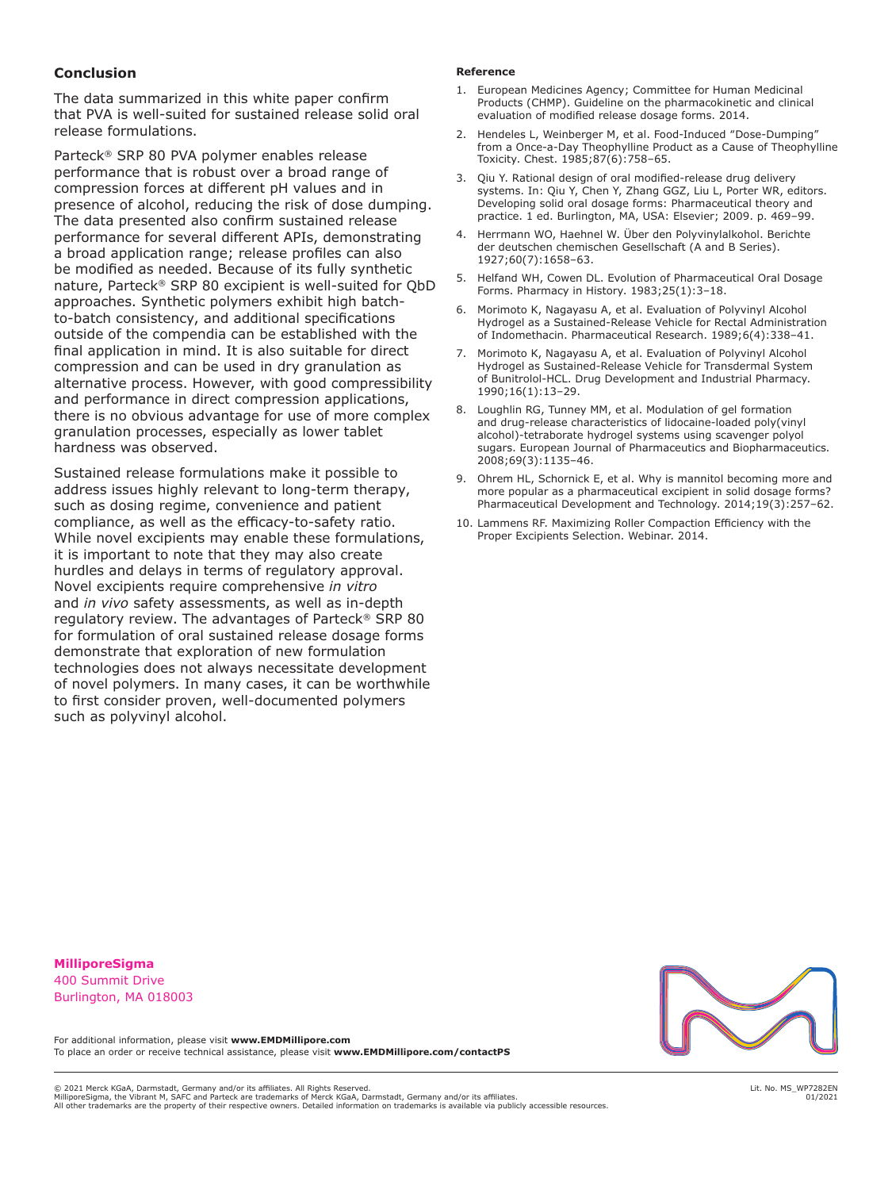## Conclusion

The data summarized in this white paper confirm that PVA is well-suited for sustained release solid oral release formulations.

Parteck® SRP 80 PVA polymer enables release performance that is robust over a broad range of compression forces at different pH values and in presence of alcohol, reducing the risk of dose dumping. The data presented also confirm sustained release performance for several different APIs, demonstrating a broad application range; release profiles can also be modified as needed. Because of its fully synthetic nature, Parteck® SRP 80 excipient is well-suited for QbD approaches. Synthetic polymers exhibit high batch-to-batch consistency, and additional specifications outside of the compendia can be established with the final application in mind. It is also suitable for direct compression and can be used in dry granulation as alternative process. However, with good compressibility and performance in direct compression applications, there is no obvious advantage for use of more complex granulation processes, especially as lower tablet hardness was observed.

Sustained release formulations make it possible to address issues highly relevant to long-term therapy, such as dosing regime, convenience and patient compliance, as well as the efficacy-to-safety ratio. While novel excipients may enable these formulations, it is important to note that they may also create hurdles and delays in terms of regulatory approval. Novel excipients require comprehensive *in vitro* and *in vivo* safety assessments, as well as in-depth regulatory review. The advantages of Parteck® SRP 80 for formulation of oral sustained release dosage forms demonstrate that exploration of new formulation technologies does not always necessitate development of novel polymers. In many cases, it can be worthwhile to first consider proven, well-documented polymers such as polyvinyl alcohol.

### Reference

1. European Medicines Agency; Committee for Human Medicinal Products (CHMP). Guideline on the pharmacokinetic and clinical evaluation of modified release dosage forms. 2014.
2. Hendeles L, Weinberger M, et al. Food-Induced "Dose-Dumping" from a Once-a-Day Theophylline Product as a Cause of Theophylline Toxicity. Chest. 1985;87(6):758–65.
3. Qiu Y. Rational design of oral modified-release drug delivery systems. In: Qiu Y, Chen Y, Zhang GGZ, Liu L, Porter WR, editors. Developing solid oral dosage forms: Pharmaceutical theory and practice. 1 ed. Burlington, MA, USA: Elsevier; 2009. p. 469–99.
4. Herrmann WO, Haehnel W. Über den Polyvinylalkohol. Berichte der deutschen chemischen Gesellschaft (A and B Series). 1927;60(7):1658–63.
5. Helfand WH, Cowen DL. Evolution of Pharmaceutical Oral Dosage Forms. Pharmacy in History. 1983;25(1):3–18.
6. Morimoto K, Nagayasu A, et al. Evaluation of Polyvinyl Alcohol Hydrogel as a Sustained-Release Vehicle for Rectal Administration of Indomethacin. Pharmaceutical Research. 1989;6(4):338–41.
7. Morimoto K, Nagayasu A, et al. Evaluation of Polyvinyl Alcohol Hydrogel as Sustained-Release Vehicle for Transdermal System of Bunitrolol-HCL. Drug Development and Industrial Pharmacy. 1990;16(1):13–29.
8. Loughlin RG, Tunney MM, et al. Modulation of gel formation and drug-release characteristics of lidocaine-loaded poly(vinyl alcohol)-tetraborate hydrogel systems using scavenger polyol sugars. European Journal of Pharmaceutics and Biopharmaceutics. 2008;69(3):1135–46.
9. Ohrem HL, Schornick E, et al. Why is mannitol becoming more and more popular as a pharmaceutical excipient in solid dosage forms? Pharmaceutical Development and Technology. 2014;19(3):257–62.
10. Lammens RF. Maximizing Roller Compaction Efficiency with the Proper Excipients Selection. Webinar. 2014.

**MilliporeSigma**
400 Summit Drive
Burlington, MA 018003

For additional information, please visit **www.EMDMillipore.com**
To place an order or receive technical assistance, please visit **www.EMDMillipore.com/contactPS**

© 2021 Merck KGaA, Darmstadt, Germany and/or its affiliates. All Rights Reserved.
MilliporeSigma, the Vibrant M, SAFC and Parteck are trademarks of Merck KGaA, Darmstadt, Germany and/or its affiliates.
All other trademarks are the property of their respective owners. Detailed information on trademarks is available via publicly accessible resources.

Lit. No. MS_WP7282EN
01/2021